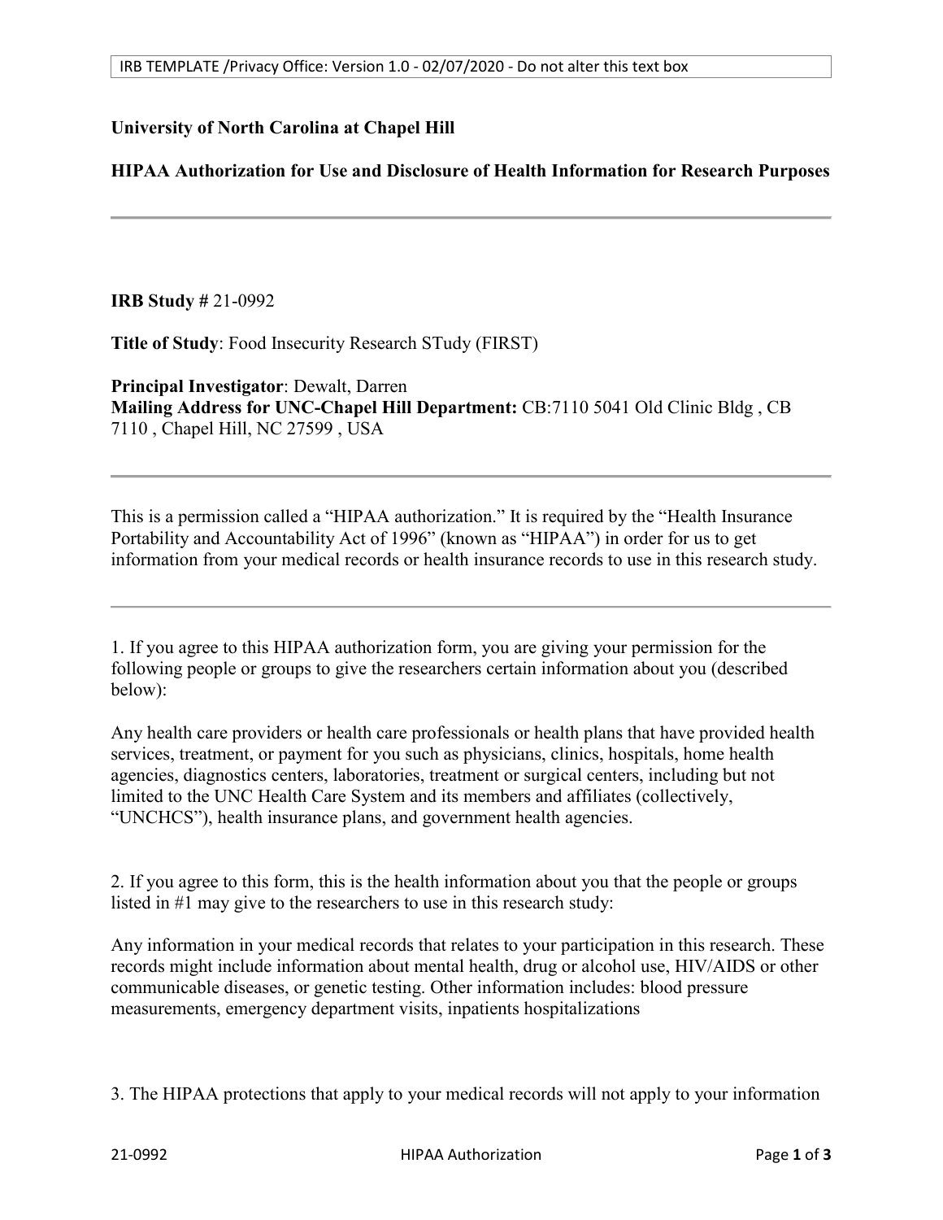IRB TEMPLATE /Privacy Office: Version 1.0 - 02/07/2020 - Do not alter this text box

**University of North Carolina at Chapel Hill**

**HIPAA Authorization for Use and Disclosure of Health Information for Research Purposes**

---

**IRB Study #** 21-0992

**Title of Study**: Food Insecurity Research STudy (FIRST)

**Principal Investigator**: Dewalt, Darren
**Mailing Address for UNC-Chapel Hill Department:** CB:7110 5041 Old Clinic Bldg , CB 7110 , Chapel Hill, NC 27599 , USA

---

This is a permission called a "HIPAA authorization." It is required by the "Health Insurance Portability and Accountability Act of 1996" (known as "HIPAA") in order for us to get information from your medical records or health insurance records to use in this research study.

---

1. If you agree to this HIPAA authorization form, you are giving your permission for the following people or groups to give the researchers certain information about you (described below):

Any health care providers or health care professionals or health plans that have provided health services, treatment, or payment for you such as physicians, clinics, hospitals, home health agencies, diagnostics centers, laboratories, treatment or surgical centers, including but not limited to the UNC Health Care System and its members and affiliates (collectively, "UNCHCS"), health insurance plans, and government health agencies.

2. If you agree to this form, this is the health information about you that the people or groups listed in #1 may give to the researchers to use in this research study:

Any information in your medical records that relates to your participation in this research. These records might include information about mental health, drug or alcohol use, HIV/AIDS or other communicable diseases, or genetic testing. Other information includes: blood pressure measurements, emergency department visits, inpatients hospitalizations

3. The HIPAA protections that apply to your medical records will not apply to your information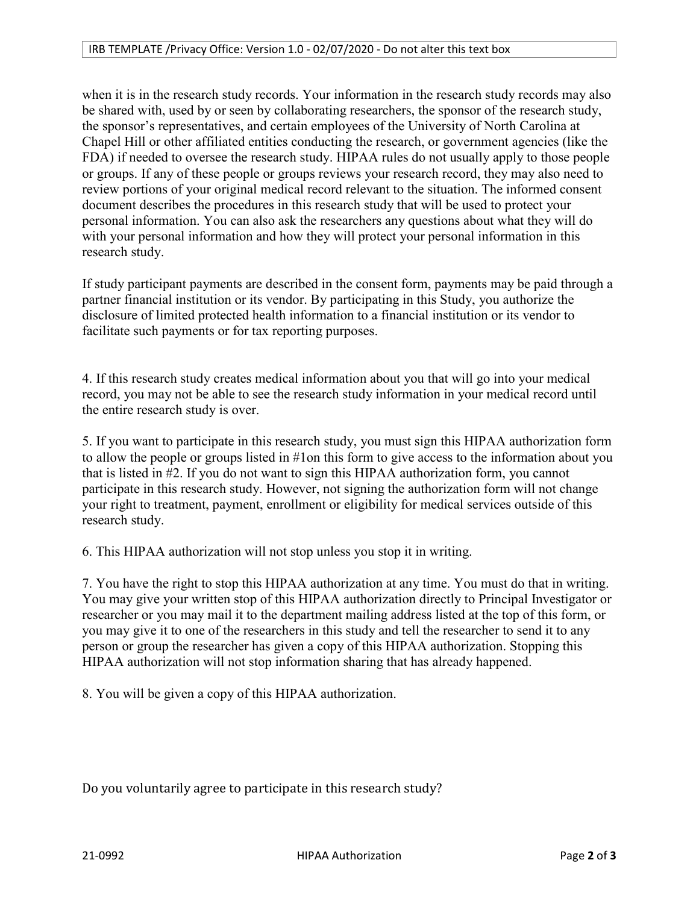when it is in the research study records. Your information in the research study records may also be shared with, used by or seen by collaborating researchers, the sponsor of the research study, the sponsor's representatives, and certain employees of the University of North Carolina at Chapel Hill or other affiliated entities conducting the research, or government agencies (like the FDA) if needed to oversee the research study. HIPAA rules do not usually apply to those people or groups. If any of these people or groups reviews your research record, they may also need to review portions of your original medical record relevant to the situation. The informed consent document describes the procedures in this research study that will be used to protect your personal information. You can also ask the researchers any questions about what they will do with your personal information and how they will protect your personal information in this research study.

If study participant payments are described in the consent form, payments may be paid through a partner financial institution or its vendor. By participating in this Study, you authorize the disclosure of limited protected health information to a financial institution or its vendor to facilitate such payments or for tax reporting purposes.

4. If this research study creates medical information about you that will go into your medical record, you may not be able to see the research study information in your medical record until the entire research study is over.

5. If you want to participate in this research study, you must sign this HIPAA authorization form to allow the people or groups listed in #1on this form to give access to the information about you that is listed in #2. If you do not want to sign this HIPAA authorization form, you cannot participate in this research study. However, not signing the authorization form will not change your right to treatment, payment, enrollment or eligibility for medical services outside of this research study.

6. This HIPAA authorization will not stop unless you stop it in writing.

7. You have the right to stop this HIPAA authorization at any time. You must do that in writing. You may give your written stop of this HIPAA authorization directly to Principal Investigator or researcher or you may mail it to the department mailing address listed at the top of this form, or you may give it to one of the researchers in this study and tell the researcher to send it to any person or group the researcher has given a copy of this HIPAA authorization. Stopping this HIPAA authorization will not stop information sharing that has already happened.

8. You will be given a copy of this HIPAA authorization.

Do you voluntarily agree to participate in this research study?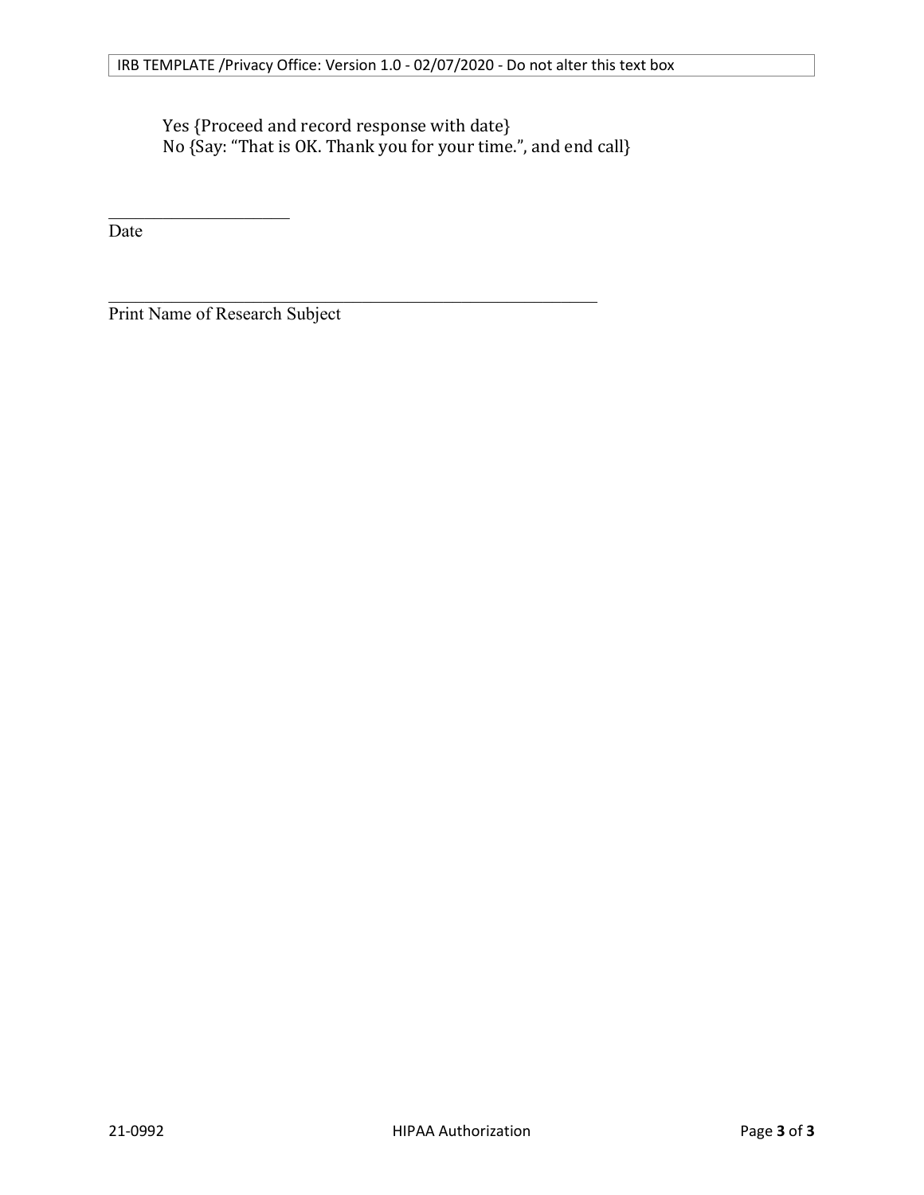Yes {Proceed and record response with date}
No {Say: "That is OK. Thank you for your time.", and end call}

______________________
Date

____________________________________________________________
Print Name of Research Subject